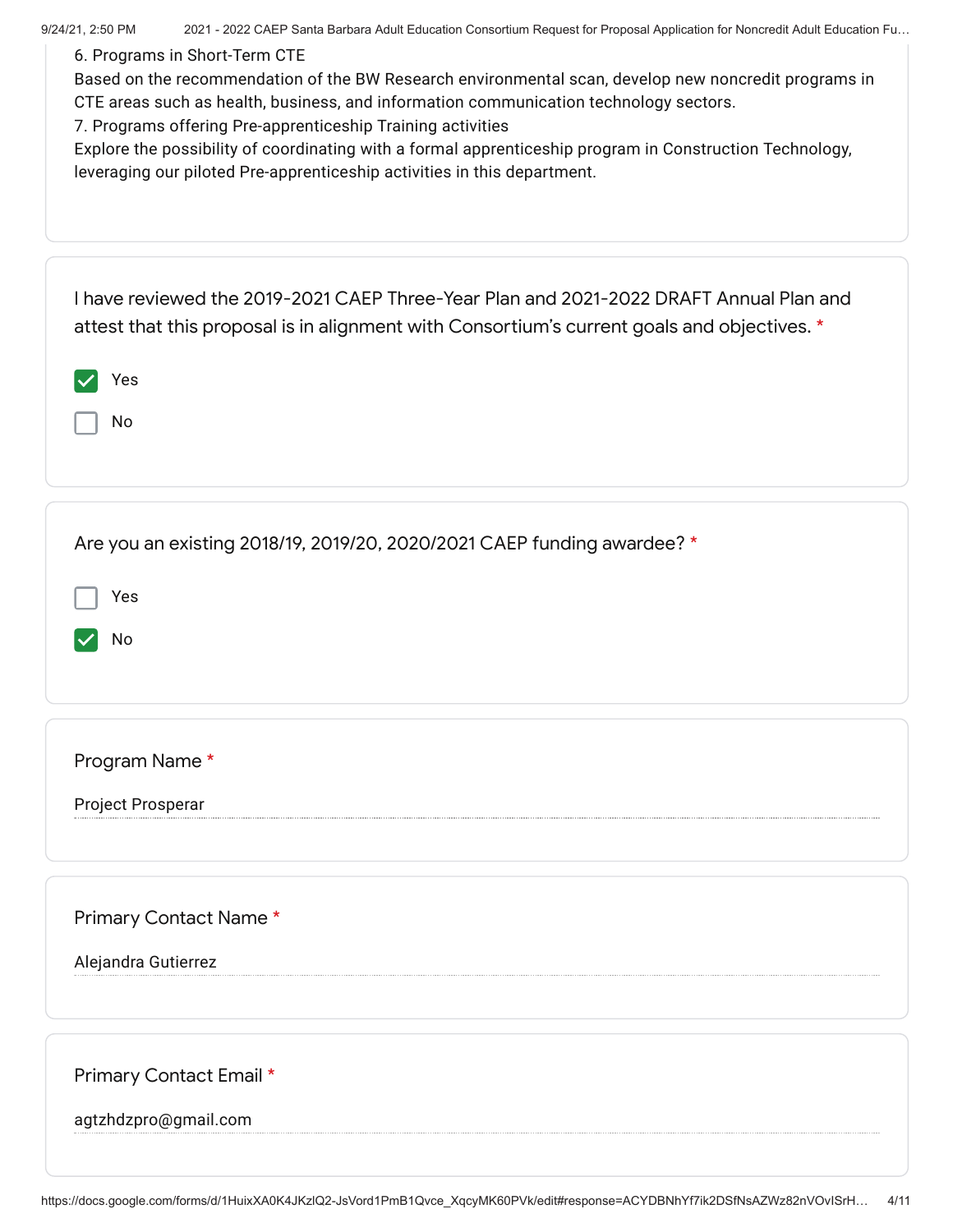6. Programs in Short-Term CTE
Based on the recommendation of the BW Research environmental scan, develop new noncredit programs in CTE areas such as health, business, and information communication technology sectors.
7. Programs offering Pre-apprenticeship Training activities
Explore the possibility of coordinating with a formal apprenticeship program in Construction Technology, leveraging our piloted Pre-apprenticeship activities in this department.

I have reviewed the 2019-2021 CAEP Three-Year Plan and 2021-2022 DRAFT Annual Plan and attest that this proposal is in alignment with Consortium's current goals and objectives. *

- [x] Yes
- [ ] No

Are you an existing 2018/19, 2019/20, 2020/2021 CAEP funding awardee? *

- [ ] Yes
- [x] No

Program Name *

Project Prosperar

Primary Contact Name *

Alejandra Gutierrez

Primary Contact Email *

agtzhdzpro@gmail.com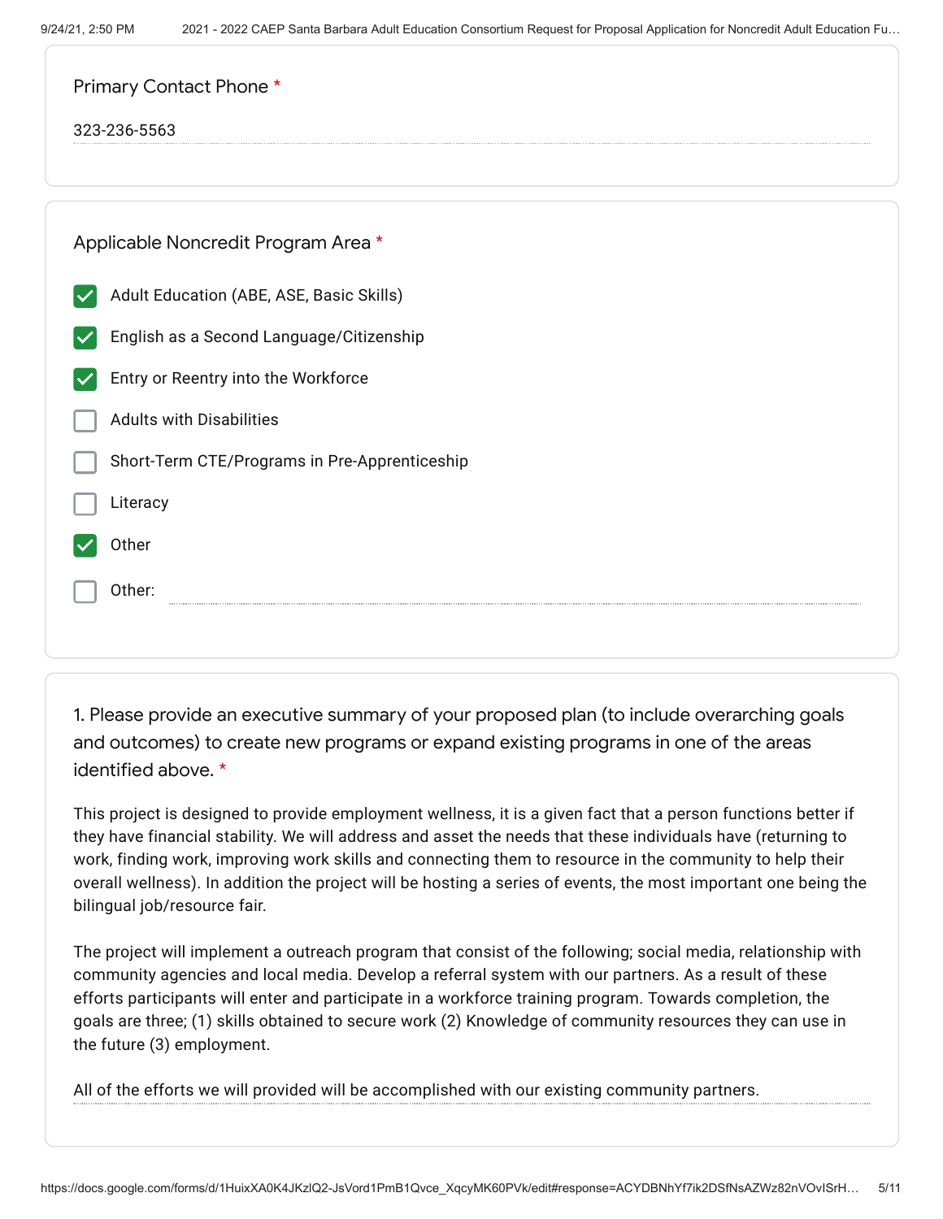Primary Contact Phone *

323-236-5563

Applicable Noncredit Program Area *

- [x] Adult Education (ABE, ASE, Basic Skills)
- [x] English as a Second Language/Citizenship
- [x] Entry or Reentry into the Workforce
- [ ] Adults with Disabilities
- [ ] Short-Term CTE/Programs in Pre-Apprenticeship
- [ ] Literacy
- [x] Other
- [ ] Other:

1. Please provide an executive summary of your proposed plan (to include overarching goals and outcomes) to create new programs or expand existing programs in one of the areas identified above. *

This project is designed to provide employment wellness, it is a given fact that a person functions better if they have financial stability. We will address and asset the needs that these individuals have (returning to work, finding work, improving work skills and connecting them to resource in the community to help their overall wellness). In addition the project will be hosting a series of events, the most important one being the bilingual job/resource fair.

The project will implement a outreach program that consist of the following; social media, relationship with community agencies and local media. Develop a referral system with our partners. As a result of these efforts participants will enter and participate in a workforce training program. Towards completion, the goals are three; (1) skills obtained to secure work (2) Knowledge of community resources they can use in the future (3) employment.

All of the efforts we will provided will be accomplished with our existing community partners.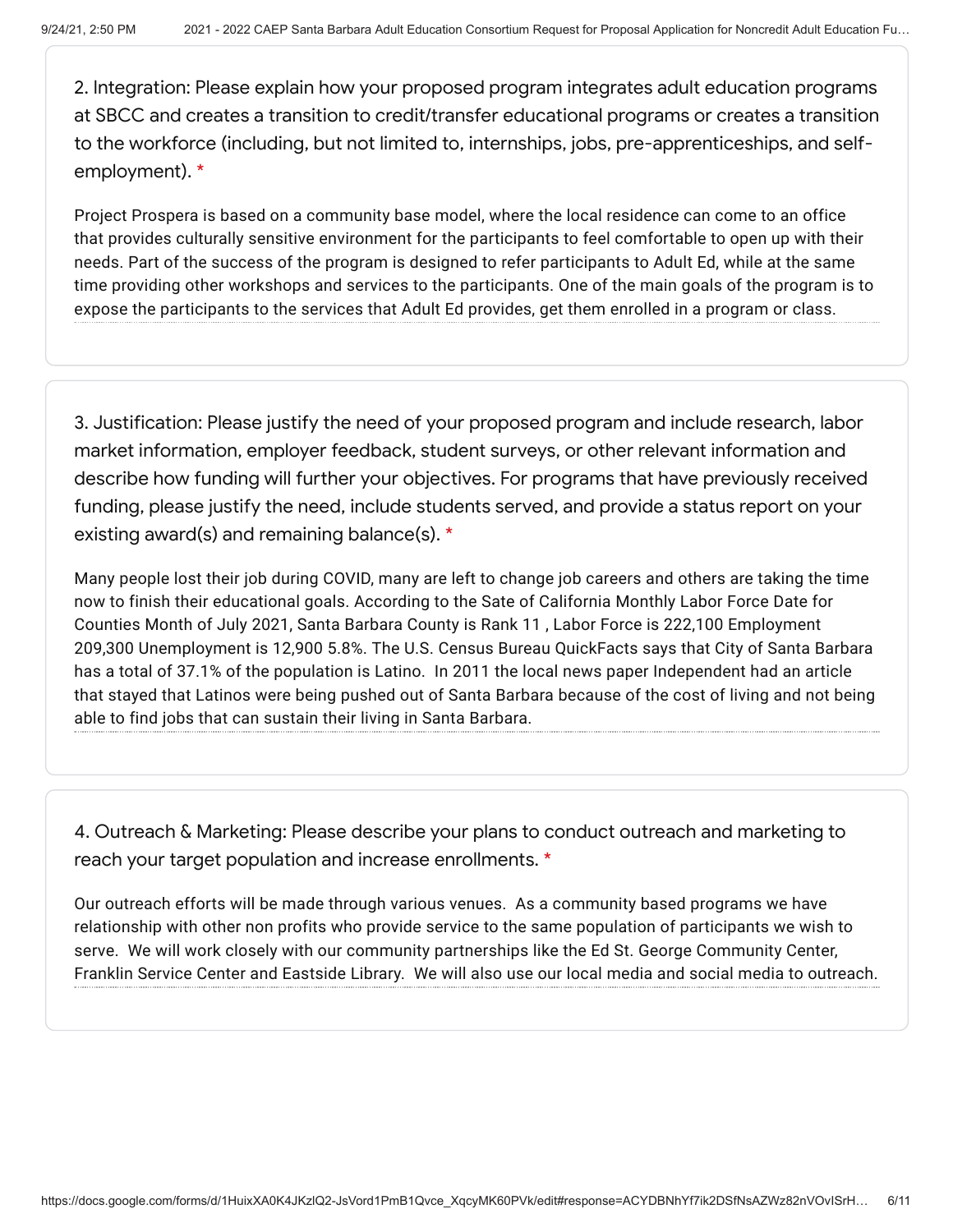2. Integration: Please explain how your proposed program integrates adult education programs at SBCC and creates a transition to credit/transfer educational programs or creates a transition to the workforce (including, but not limited to, internships, jobs, pre-apprenticeships, and self-employment). *

Project Prospera is based on a community base model, where the local residence can come to an office that provides culturally sensitive environment for the participants to feel comfortable to open up with their needs. Part of the success of the program is designed to refer participants to Adult Ed, while at the same time providing other workshops and services to the participants. One of the main goals of the program is to expose the participants to the services that Adult Ed provides, get them enrolled in a program or class.

3. Justification: Please justify the need of your proposed program and include research, labor market information, employer feedback, student surveys, or other relevant information and describe how funding will further your objectives. For programs that have previously received funding, please justify the need, include students served, and provide a status report on your existing award(s) and remaining balance(s). *

Many people lost their job during COVID, many are left to change job careers and others are taking the time now to finish their educational goals. According to the Sate of California Monthly Labor Force Date for Counties Month of July 2021, Santa Barbara County is Rank 11 , Labor Force is 222,100 Employment 209,300 Unemployment is 12,900 5.8%. The U.S. Census Bureau QuickFacts says that City of Santa Barbara has a total of 37.1% of the population is Latino. In 2011 the local news paper Independent had an article that stayed that Latinos were being pushed out of Santa Barbara because of the cost of living and not being able to find jobs that can sustain their living in Santa Barbara.

4. Outreach & Marketing: Please describe your plans to conduct outreach and marketing to reach your target population and increase enrollments. *

Our outreach efforts will be made through various venues. As a community based programs we have relationship with other non profits who provide service to the same population of participants we wish to serve. We will work closely with our community partnerships like the Ed St. George Community Center, Franklin Service Center and Eastside Library. We will also use our local media and social media to outreach.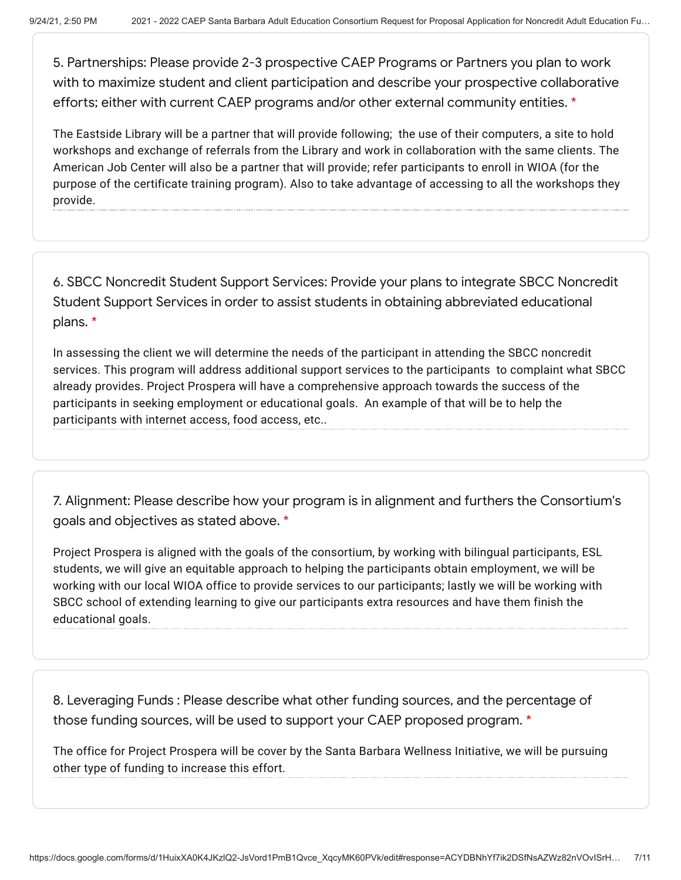5. Partnerships: Please provide 2-3 prospective CAEP Programs or Partners you plan to work with to maximize student and client participation and describe your prospective collaborative efforts; either with current CAEP programs and/or other external community entities. *

The Eastside Library will be a partner that will provide following; the use of their computers, a site to hold workshops and exchange of referrals from the Library and work in collaboration with the same clients. The American Job Center will also be a partner that will provide; refer participants to enroll in WIOA (for the purpose of the certificate training program). Also to take advantage of accessing to all the workshops they provide.

6. SBCC Noncredit Student Support Services: Provide your plans to integrate SBCC Noncredit Student Support Services in order to assist students in obtaining abbreviated educational plans. *

In assessing the client we will determine the needs of the participant in attending the SBCC noncredit services. This program will address additional support services to the participants to complaint what SBCC already provides. Project Prospera will have a comprehensive approach towards the success of the participants in seeking employment or educational goals. An example of that will be to help the participants with internet access, food access, etc..

7. Alignment: Please describe how your program is in alignment and furthers the Consortium's goals and objectives as stated above. *

Project Prospera is aligned with the goals of the consortium, by working with bilingual participants, ESL students, we will give an equitable approach to helping the participants obtain employment, we will be working with our local WIOA office to provide services to our participants; lastly we will be working with SBCC school of extending learning to give our participants extra resources and have them finish the educational goals.

8. Leveraging Funds : Please describe what other funding sources, and the percentage of those funding sources, will be used to support your CAEP proposed program. *

The office for Project Prospera will be cover by the Santa Barbara Wellness Initiative, we will be pursuing other type of funding to increase this effort.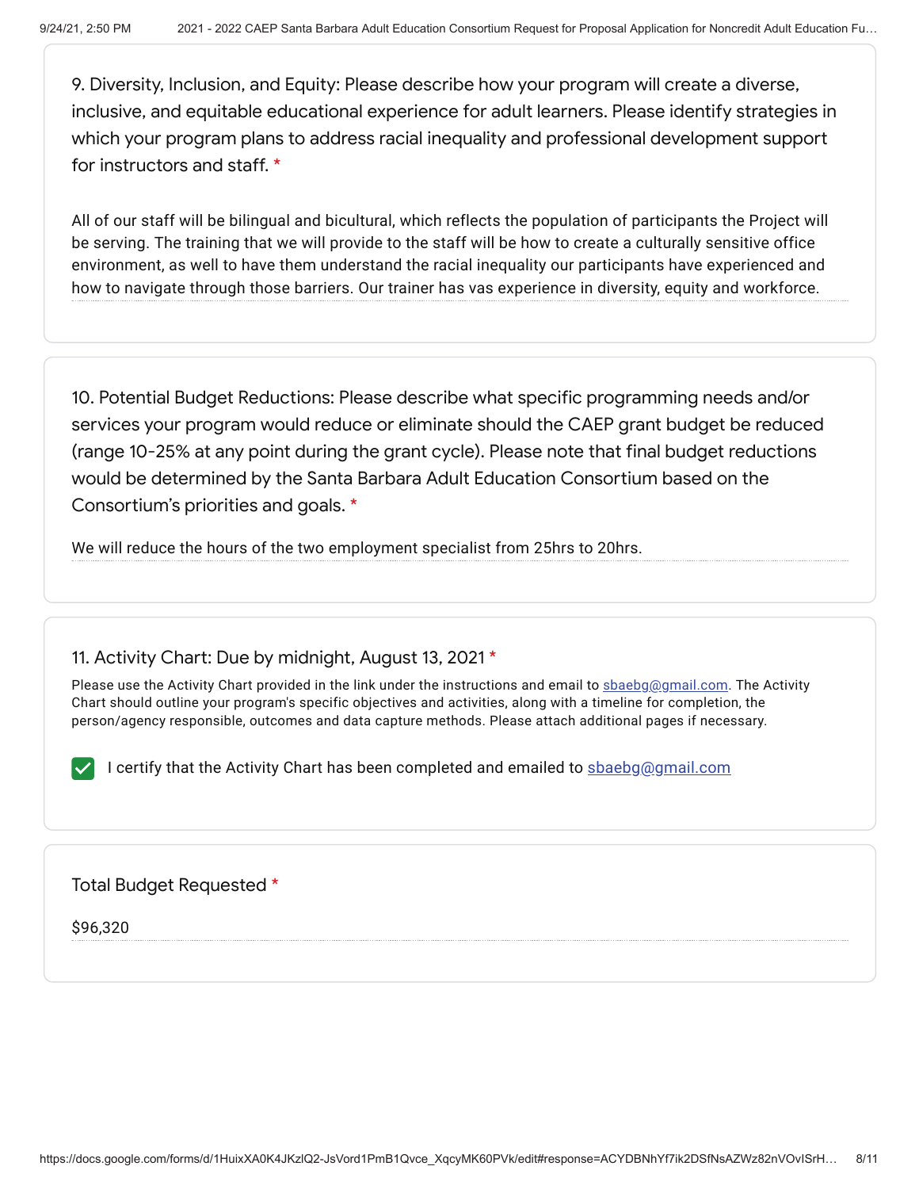9. Diversity, Inclusion, and Equity: Please describe how your program will create a diverse, inclusive, and equitable educational experience for adult learners. Please identify strategies in which your program plans to address racial inequality and professional development support for instructors and staff. *

All of our staff will be bilingual and bicultural, which reflects the population of participants the Project will be serving. The training that we will provide to the staff will be how to create a culturally sensitive office environment, as well to have them understand the racial inequality our participants have experienced and how to navigate through those barriers. Our trainer has vas experience in diversity, equity and workforce.

10. Potential Budget Reductions: Please describe what specific programming needs and/or services your program would reduce or eliminate should the CAEP grant budget be reduced (range 10-25% at any point during the grant cycle). Please note that final budget reductions would be determined by the Santa Barbara Adult Education Consortium based on the Consortium's priorities and goals. *

We will reduce the hours of the two employment specialist from 25hrs to 20hrs.

11. Activity Chart: Due by midnight, August 13, 2021 *

Please use the Activity Chart provided in the link under the instructions and email to sbaebg@gmail.com. The Activity Chart should outline your program's specific objectives and activities, along with a timeline for completion, the person/agency responsible, outcomes and data capture methods. Please attach additional pages if necessary.

- [x] I certify that the Activity Chart has been completed and emailed to sbaebg@gmail.com

Total Budget Requested *

$96,320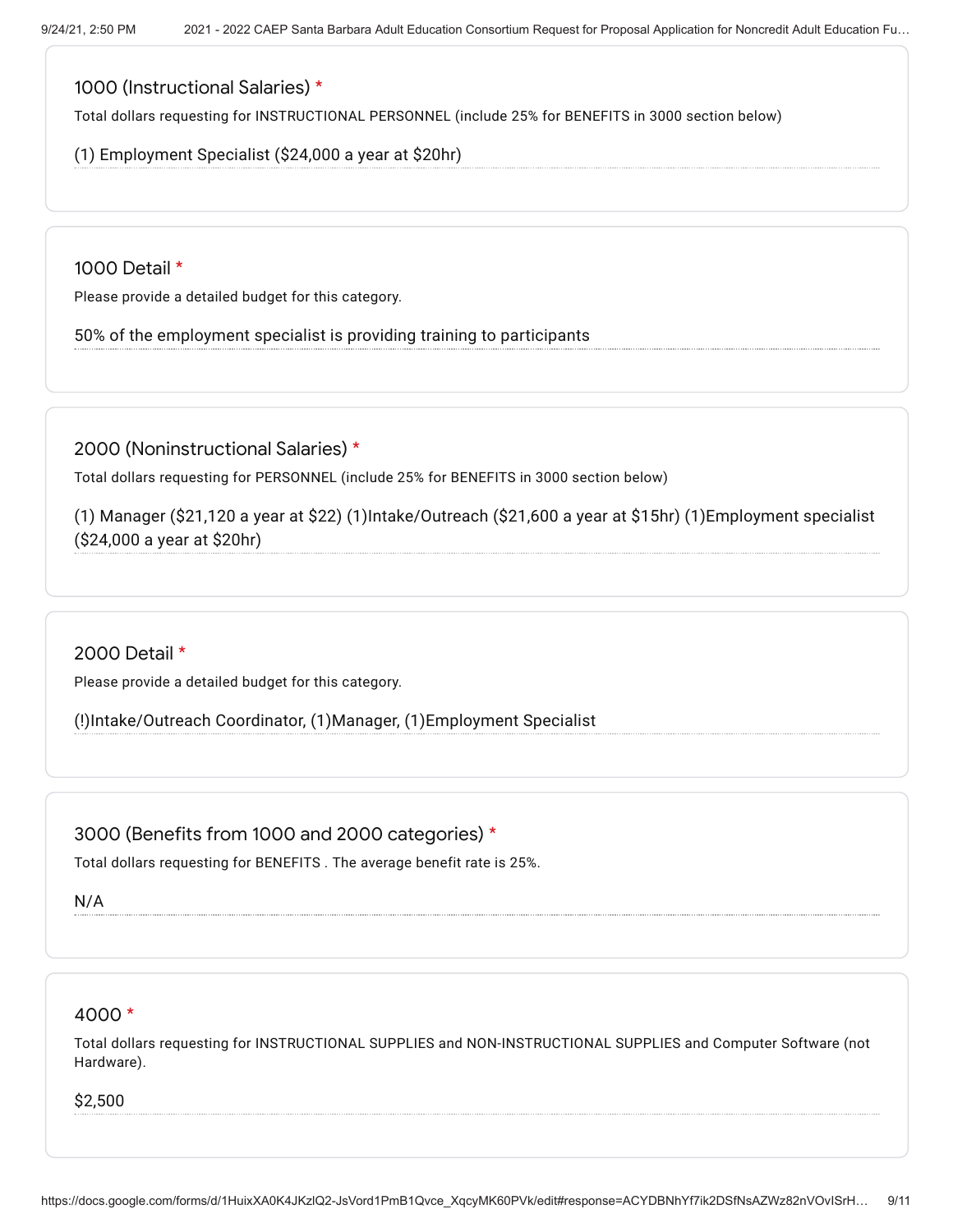## 1000 (Instructional Salaries) *

Total dollars requesting for INSTRUCTIONAL PERSONNEL (include 25% for BENEFITS in 3000 section below)

(1) Employment Specialist ($24,000 a year at $20hr)

## 1000 Detail *

Please provide a detailed budget for this category.

50% of the employment specialist is providing training to participants

## 2000 (Noninstructional Salaries) *

Total dollars requesting for PERSONNEL (include 25% for BENEFITS in 3000 section below)

(1) Manager ($21,120 a year at $22) (1)Intake/Outreach ($21,600 a year at $15hr) (1)Employment specialist ($24,000 a year at $20hr)

## 2000 Detail *

Please provide a detailed budget for this category.

(!)Intake/Outreach Coordinator, (1)Manager, (1)Employment Specialist

## 3000 (Benefits from 1000 and 2000 categories) *

Total dollars requesting for BENEFITS . The average benefit rate is 25%.

N/A

## 4000 *

Total dollars requesting for INSTRUCTIONAL SUPPLIES and NON-INSTRUCTIONAL SUPPLIES and Computer Software (not Hardware).

$2,500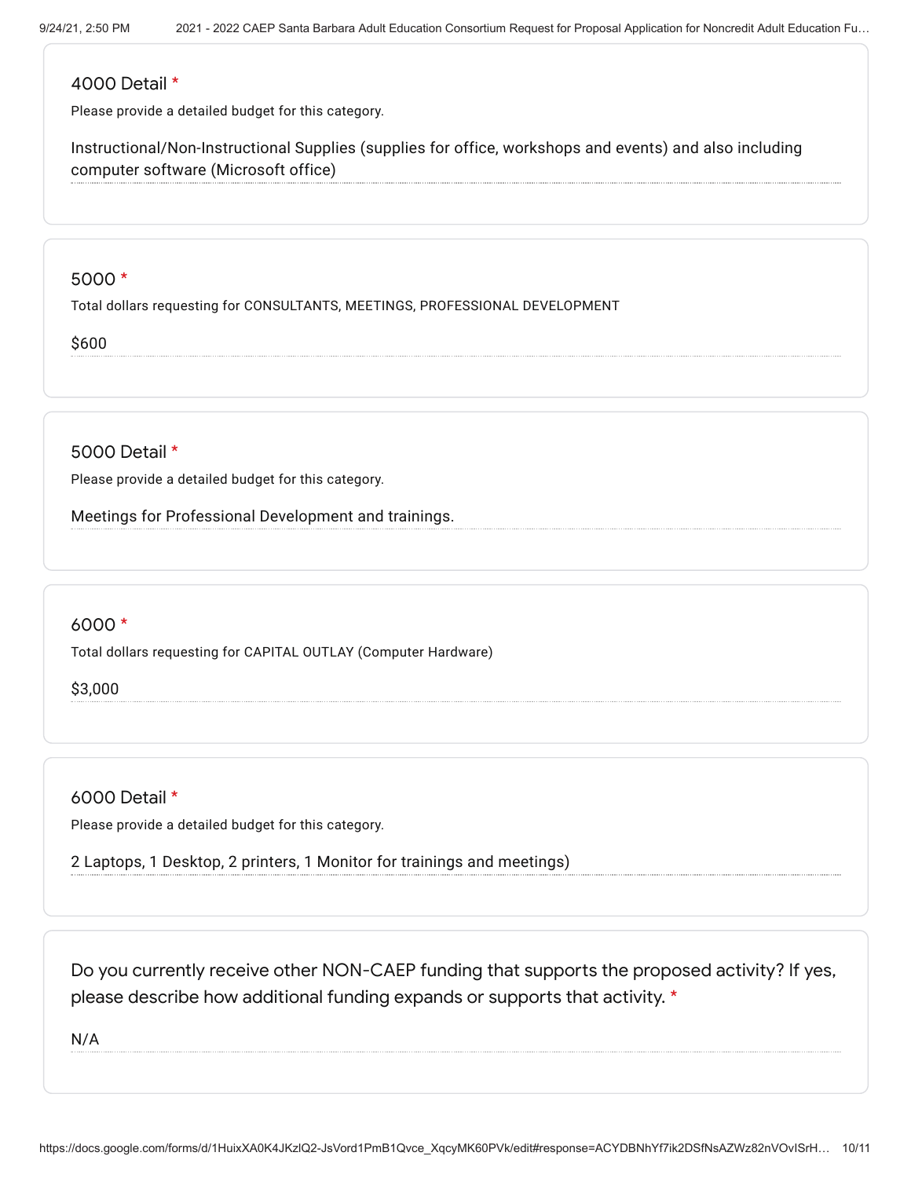### 4000 Detail *

Please provide a detailed budget for this category.

Instructional/Non-Instructional Supplies (supplies for office, workshops and events) and also including computer software (Microsoft office)

### 5000 *

Total dollars requesting for CONSULTANTS, MEETINGS, PROFESSIONAL DEVELOPMENT

$600

### 5000 Detail *

Please provide a detailed budget for this category.

Meetings for Professional Development and trainings.

### 6000 *

Total dollars requesting for CAPITAL OUTLAY (Computer Hardware)

$3,000

### 6000 Detail *

Please provide a detailed budget for this category.

2 Laptops, 1 Desktop, 2 printers, 1 Monitor for trainings and meetings)

### Do you currently receive other NON-CAEP funding that supports the proposed activity? If yes, please describe how additional funding expands or supports that activity. *

N/A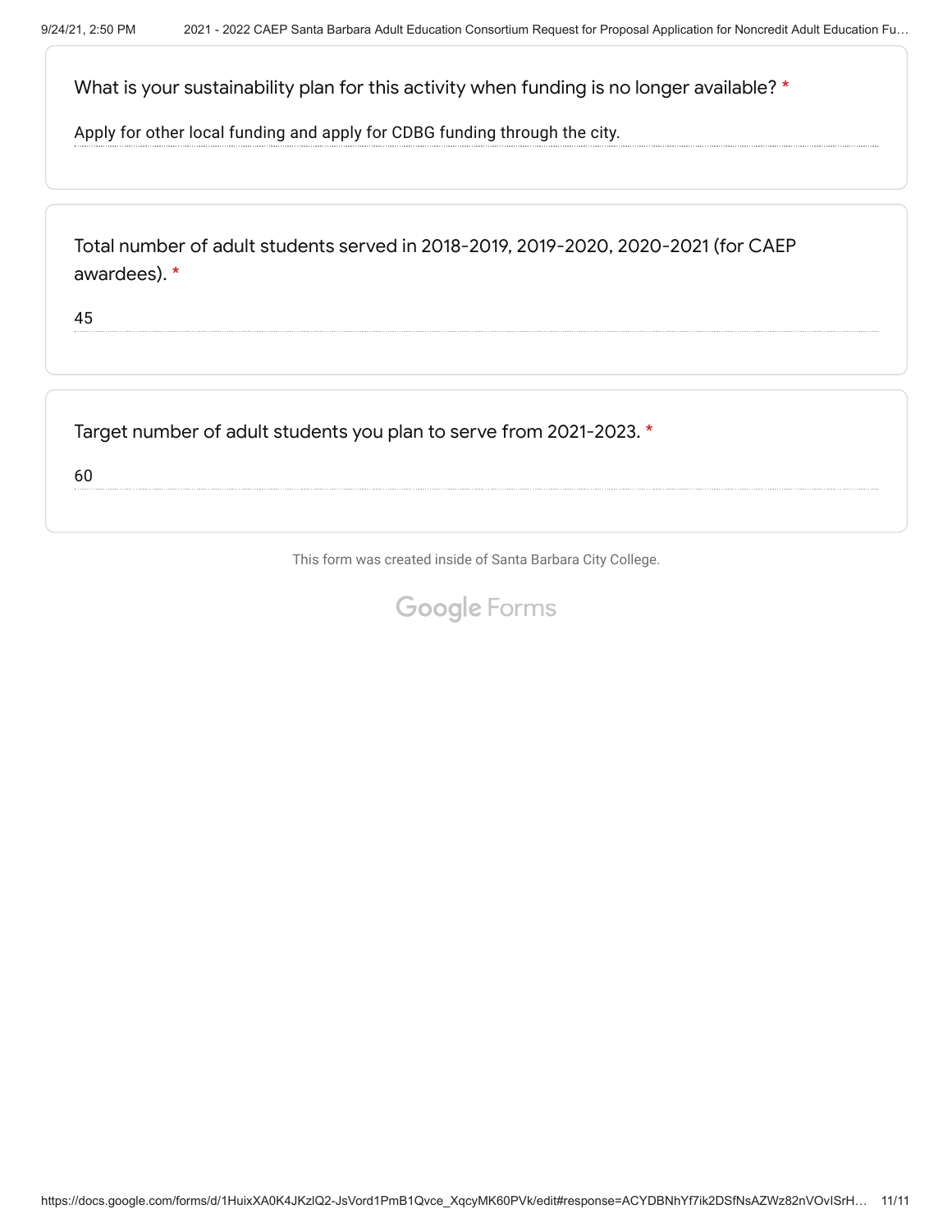What is your sustainability plan for this activity when funding is no longer available? *

Apply for other local funding and apply for CDBG funding through the city.

Total number of adult students served in 2018-2019, 2019-2020, 2020-2021 (for CAEP awardees). *

45

Target number of adult students you plan to serve from 2021-2023. *

60

This form was created inside of Santa Barbara City College.

Google Forms